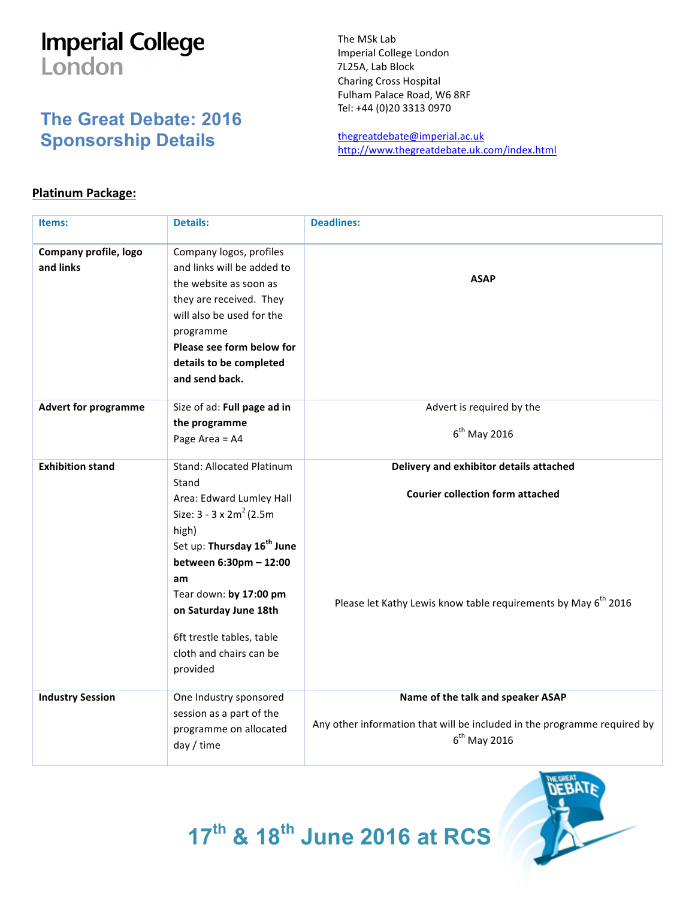Imperial College London

# The Great Debate: 2016 Sponsorship Details

The MSk Lab
Imperial College London
7L25A, Lab Block
Charing Cross Hospital
Fulham Palace Road, W6 8RF
Tel: +44 (0)20 3313 0970

thegreatdebate@imperial.ac.uk
http://www.thegreatdebate.uk.com/index.html

## Platinum Package:

| Items: | Details: | Deadlines: |
|---|---|---|
| **Company profile, logo and links** | Company logos, profiles and links will be added to the website as soon as they are received. They will also be used for the programme **Please see form below for details to be completed and send back.** | **ASAP** |
| **Advert for programme** | Size of ad: **Full page ad in the programme** Page Area = A4 | Advert is required by the 6th May 2016 |
| **Exhibition stand** | Stand: Allocated Platinum Stand Area: Edward Lumley Hall Size: 3 - 3 x 2m² (2.5m high) Set up: **Thursday 16th June between 6:30pm – 12:00 am** Tear down: **by 17:00 pm on Saturday June 18th** 6ft trestle tables, table cloth and chairs can be provided | **Delivery and exhibitor details attached** **Courier collection form attached** Please let Kathy Lewis know table requirements by May 6th 2016 |
| **Industry Session** | One Industry sponsored session as a part of the programme on allocated day / time | **Name of the talk and speaker ASAP** Any other information that will be included in the programme required by 6th May 2016 |

**17th & 18th June 2016 at RCS**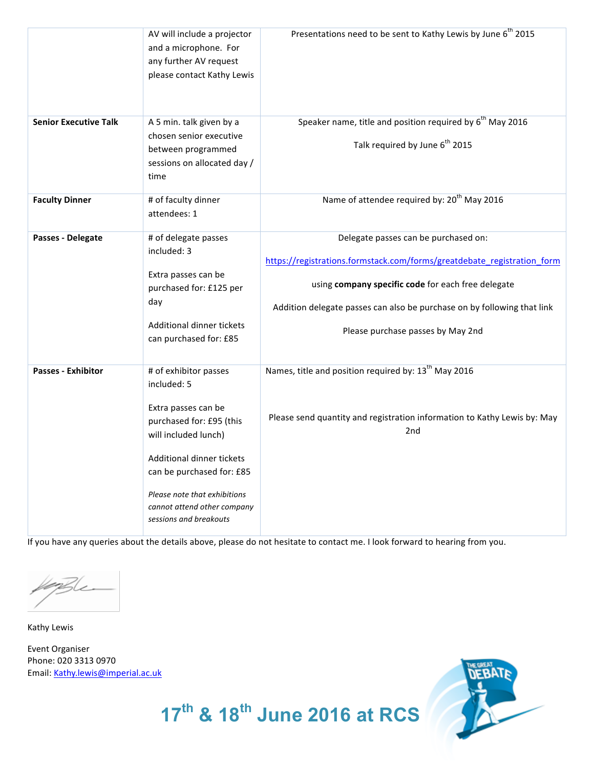| | | |
|---|---|---|
| | AV will include a projector and a microphone. For any further AV request please contact Kathy Lewis | Presentations need to be sent to Kathy Lewis by June 6th 2015 |
| **Senior Executive Talk** | A 5 min. talk given by a chosen senior executive between programmed sessions on allocated day / time | Speaker name, title and position required by 6th May 2016<br><br>Talk required by June 6th 2015 |
| **Faculty Dinner** | # of faculty dinner attendees: 1 | Name of attendee required by: 20th May 2016 |
| **Passes - Delegate** | # of delegate passes included: 3<br><br>Extra passes can be purchased for: £125 per day<br><br>Additional dinner tickets can purchased for: £85 | Delegate passes can be purchased on:<br><br>https://registrations.formstack.com/forms/greatdebate_registration_form<br><br>using **company specific code** for each free delegate<br><br>Addition delegate passes can also be purchase on by following that link<br><br>Please purchase passes by May 2nd |
| **Passes - Exhibitor** | # of exhibitor passes included: 5<br><br>Extra passes can be purchased for: £95 (this will included lunch)<br><br>Additional dinner tickets can be purchased for: £85<br><br>*Please note that exhibitions cannot attend other company sessions and breakouts* | Names, title and position required by: 13th May 2016<br><br>Please send quantity and registration information to Kathy Lewis by: May 2nd |

If you have any queries about the details above, please do not hesitate to contact me. I look forward to hearing from you.

Kathy Lewis

Event Organiser
Phone: 020 3313 0970
Email: Kathy.lewis@imperial.ac.uk

17th & 18th June 2016 at RCS

THE GREAT DEBATE